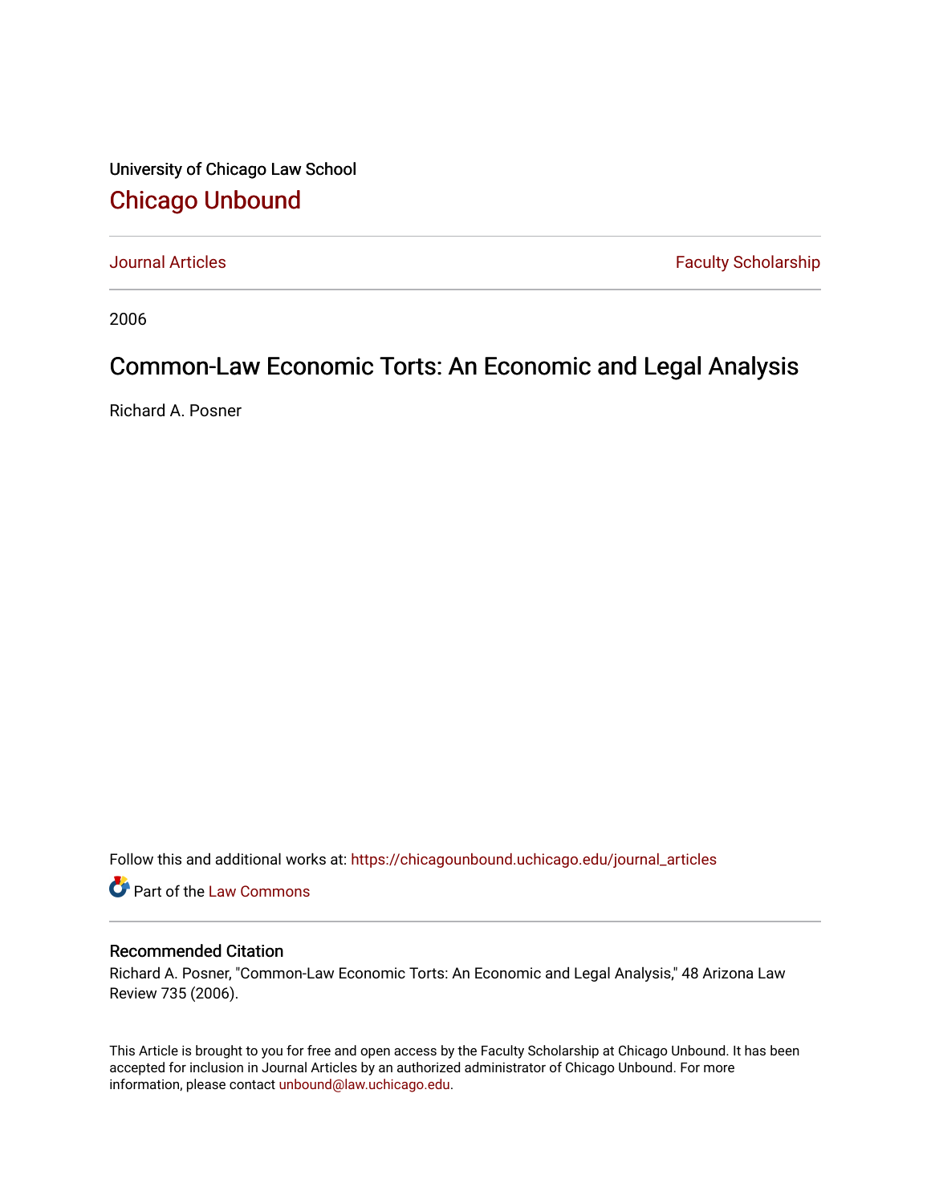University of Chicago Law School

# Chicago Unbound

Journal Articles | Faculty Scholarship

2006

# Common-Law Economic Torts: An Economic and Legal Analysis

Richard A. Posner

Follow this and additional works at: https://chicagounbound.uchicago.edu/journal_articles

Part of the Law Commons

## Recommended Citation

Richard A. Posner, "Common-Law Economic Torts: An Economic and Legal Analysis," 48 Arizona Law Review 735 (2006).

This Article is brought to you for free and open access by the Faculty Scholarship at Chicago Unbound. It has been accepted for inclusion in Journal Articles by an authorized administrator of Chicago Unbound. For more information, please contact unbound@law.uchicago.edu.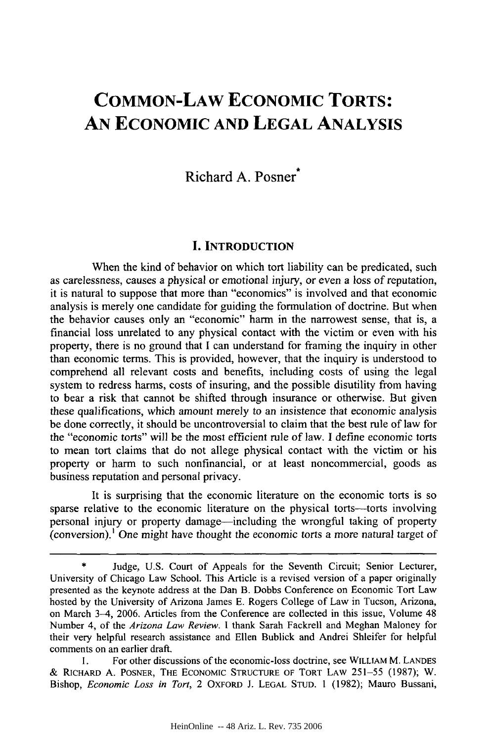# COMMON-LAW ECONOMIC TORTS: AN ECONOMIC AND LEGAL ANALYSIS

Richard A. Posner*

## I. INTRODUCTION

When the kind of behavior on which tort liability can be predicated, such as carelessness, causes a physical or emotional injury, or even a loss of reputation, it is natural to suppose that more than "economics" is involved and that economic analysis is merely one candidate for guiding the formulation of doctrine. But when the behavior causes only an "economic" harm in the narrowest sense, that is, a financial loss unrelated to any physical contact with the victim or even with his property, there is no ground that I can understand for framing the inquiry in other than economic terms. This is provided, however, that the inquiry is understood to comprehend all relevant costs and benefits, including costs of using the legal system to redress harms, costs of insuring, and the possible disutility from having to bear a risk that cannot be shifted through insurance or otherwise. But given these qualifications, which amount merely to an insistence that economic analysis be done correctly, it should be uncontroversial to claim that the best rule of law for the "economic torts" will be the most efficient rule of law. I define economic torts to mean tort claims that do not allege physical contact with the victim or his property or harm to such nonfinancial, or at least noncommercial, goods as business reputation and personal privacy.

It is surprising that the economic literature on the economic torts is so sparse relative to the economic literature on the physical torts—torts involving personal injury or property damage—including the wrongful taking of property (conversion).[1] One might have thought the economic torts a more natural target of

---

\* Judge, U.S. Court of Appeals for the Seventh Circuit; Senior Lecturer, University of Chicago Law School. This Article is a revised version of a paper originally presented as the keynote address at the Dan B. Dobbs Conference on Economic Tort Law hosted by the University of Arizona James E. Rogers College of Law in Tucson, Arizona, on March 3–4, 2006. Articles from the Conference are collected in this issue, Volume 48 Number 4, of the *Arizona Law Review*. I thank Sarah Fackrell and Meghan Maloney for their very helpful research assistance and Ellen Bublick and Andrei Shleifer for helpful comments on an earlier draft.

1. For other discussions of the economic-loss doctrine, see WILLIAM M. LANDES & RICHARD A. POSNER, THE ECONOMIC STRUCTURE OF TORT LAW 251–55 (1987); W. Bishop, *Economic Loss in Tort*, 2 OXFORD J. LEGAL STUD. 1 (1982); Mauro Bussani,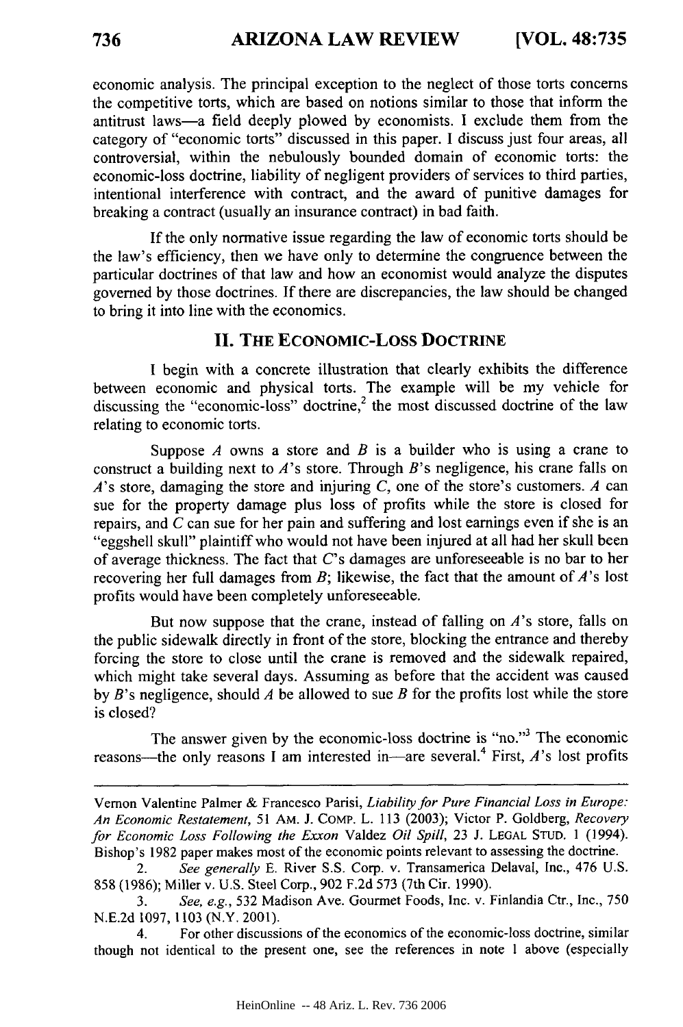economic analysis. The principal exception to the neglect of those torts concerns the competitive torts, which are based on notions similar to those that inform the antitrust laws—a field deeply plowed by economists. I exclude them from the category of "economic torts" discussed in this paper. I discuss just four areas, all controversial, within the nebulously bounded domain of economic torts: the economic-loss doctrine, liability of negligent providers of services to third parties, intentional interference with contract, and the award of punitive damages for breaking a contract (usually an insurance contract) in bad faith.

If the only normative issue regarding the law of economic torts should be the law's efficiency, then we have only to determine the congruence between the particular doctrines of that law and how an economist would analyze the disputes governed by those doctrines. If there are discrepancies, the law should be changed to bring it into line with the economics.

## II. THE ECONOMIC-LOSS DOCTRINE

I begin with a concrete illustration that clearly exhibits the difference between economic and physical torts. The example will be my vehicle for discussing the "economic-loss" doctrine,[2] the most discussed doctrine of the law relating to economic torts.

Suppose *A* owns a store and *B* is a builder who is using a crane to construct a building next to *A*'s store. Through *B*'s negligence, his crane falls on *A*'s store, damaging the store and injuring *C*, one of the store's customers. *A* can sue for the property damage plus loss of profits while the store is closed for repairs, and *C* can sue for her pain and suffering and lost earnings even if she is an "eggshell skull" plaintiff who would not have been injured at all had her skull been of average thickness. The fact that *C*'s damages are unforeseeable is no bar to her recovering her full damages from *B*; likewise, the fact that the amount of *A*'s lost profits would have been completely unforeseeable.

But now suppose that the crane, instead of falling on *A*'s store, falls on the public sidewalk directly in front of the store, blocking the entrance and thereby forcing the store to close until the crane is removed and the sidewalk repaired, which might take several days. Assuming as before that the accident was caused by *B*'s negligence, should *A* be allowed to sue *B* for the profits lost while the store is closed?

The answer given by the economic-loss doctrine is "no."[3] The economic reasons—the only reasons I am interested in—are several.[4] First, *A*'s lost profits

---

Vernon Valentine Palmer & Francesco Parisi, *Liability for Pure Financial Loss in Europe: An Economic Restatement*, 51 AM. J. COMP. L. 113 (2003); Victor P. Goldberg, *Recovery for Economic Loss Following the Exxon* Valdez *Oil Spill*, 23 J. LEGAL STUD. 1 (1994). Bishop's 1982 paper makes most of the economic points relevant to assessing the doctrine.

2. *See generally* E. River S.S. Corp. v. Transamerica Delaval, Inc., 476 U.S. 858 (1986); Miller v. U.S. Steel Corp., 902 F.2d 573 (7th Cir. 1990).

3. *See, e.g.*, 532 Madison Ave. Gourmet Foods, Inc. v. Finlandia Ctr., Inc., 750 N.E.2d 1097, 1103 (N.Y. 2001).

4. For other discussions of the economics of the economic-loss doctrine, similar though not identical to the present one, see the references in note 1 above (especially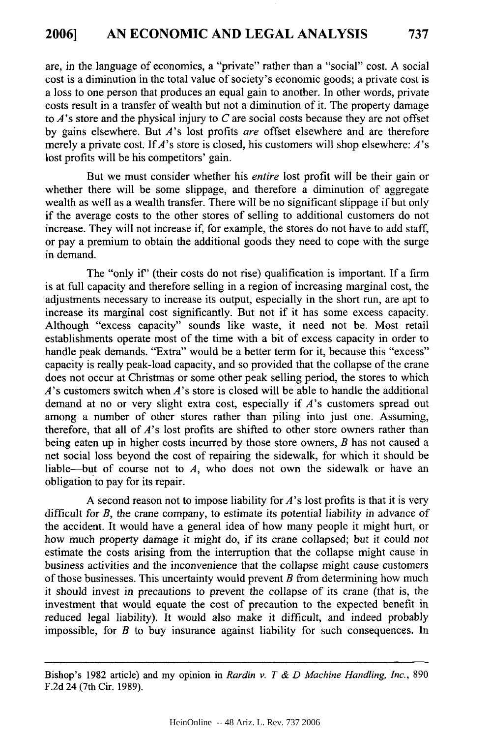are, in the language of economics, a "private" rather than a "social" cost. A social cost is a diminution in the total value of society's economic goods; a private cost is a loss to one person that produces an equal gain to another. In other words, private costs result in a transfer of wealth but not a diminution of it. The property damage to *A*'s store and the physical injury to *C* are social costs because they are not offset by gains elsewhere. But *A*'s lost profits *are* offset elsewhere and are therefore merely a private cost. If *A*'s store is closed, his customers will shop elsewhere: *A*'s lost profits will be his competitors' gain.

But we must consider whether his *entire* lost profit will be their gain or whether there will be some slippage, and therefore a diminution of aggregate wealth as well as a wealth transfer. There will be no significant slippage if but only if the average costs to the other stores of selling to additional customers do not increase. They will not increase if, for example, the stores do not have to add staff, or pay a premium to obtain the additional goods they need to cope with the surge in demand.

The "only if" (their costs do not rise) qualification is important. If a firm is at full capacity and therefore selling in a region of increasing marginal cost, the adjustments necessary to increase its output, especially in the short run, are apt to increase its marginal cost significantly. But not if it has some excess capacity. Although "excess capacity" sounds like waste, it need not be. Most retail establishments operate most of the time with a bit of excess capacity in order to handle peak demands. "Extra" would be a better term for it, because this "excess" capacity is really peak-load capacity, and so provided that the collapse of the crane does not occur at Christmas or some other peak selling period, the stores to which *A*'s customers switch when *A*'s store is closed will be able to handle the additional demand at no or very slight extra cost, especially if *A*'s customers spread out among a number of other stores rather than piling into just one. Assuming, therefore, that all of *A*'s lost profits are shifted to other store owners rather than being eaten up in higher costs incurred by those store owners, *B* has not caused a net social loss beyond the cost of repairing the sidewalk, for which it should be liable—but of course not to *A*, who does not own the sidewalk or have an obligation to pay for its repair.

A second reason not to impose liability for *A*'s lost profits is that it is very difficult for *B*, the crane company, to estimate its potential liability in advance of the accident. It would have a general idea of how many people it might hurt, or how much property damage it might do, if its crane collapsed; but it could not estimate the costs arising from the interruption that the collapse might cause in business activities and the inconvenience that the collapse might cause customers of those businesses. This uncertainty would prevent *B* from determining how much it should invest in precautions to prevent the collapse of its crane (that is, the investment that would equate the cost of precaution to the expected benefit in reduced legal liability). It would also make it difficult, and indeed probably impossible, for *B* to buy insurance against liability for such consequences. In

---

Bishop's 1982 article) and my opinion in *Rardin v. T & D Machine Handling, Inc.*, 890 F.2d 24 (7th Cir. 1989).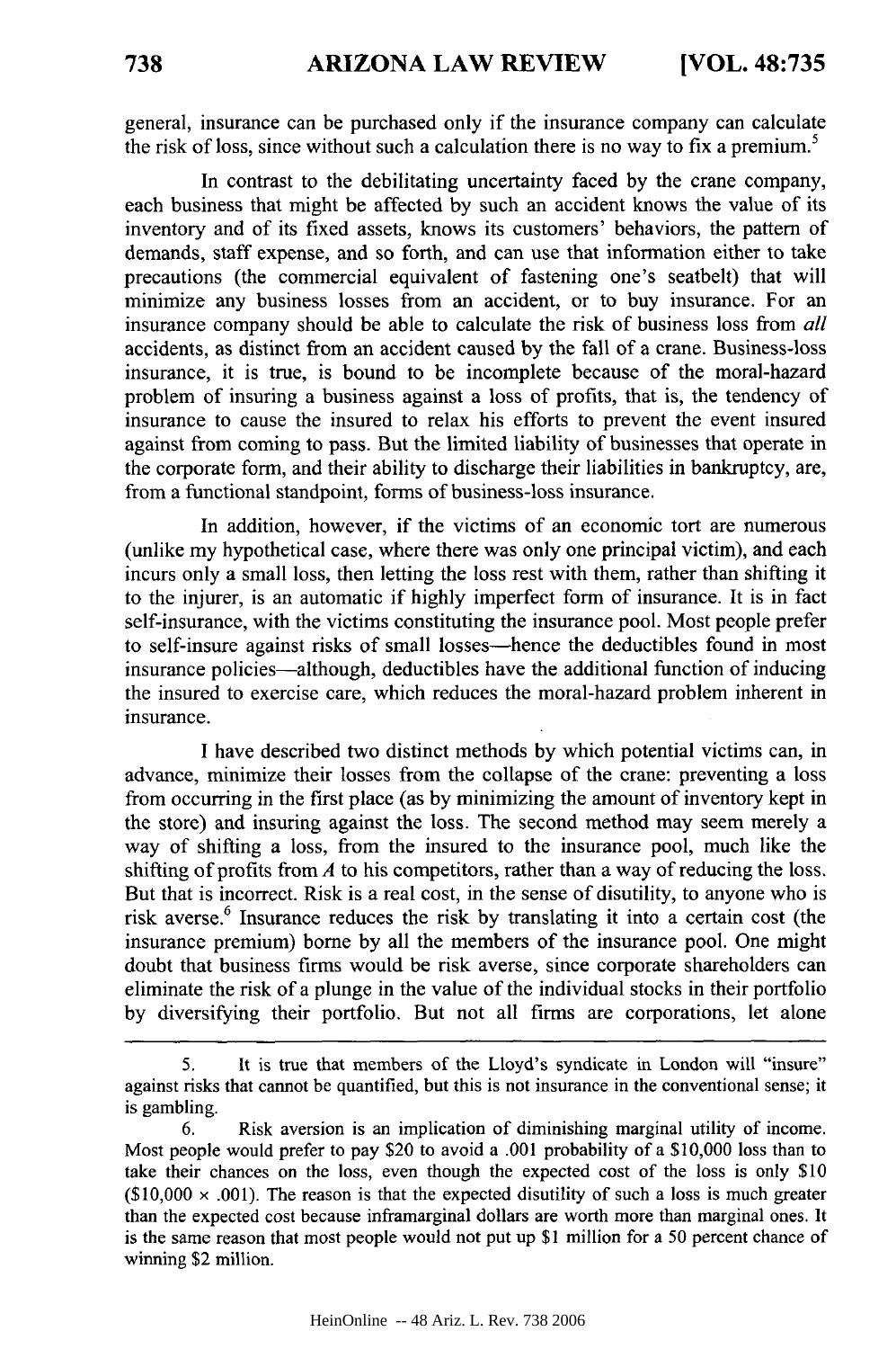general, insurance can be purchased only if the insurance company can calculate the risk of loss, since without such a calculation there is no way to fix a premium.[5]

In contrast to the debilitating uncertainty faced by the crane company, each business that might be affected by such an accident knows the value of its inventory and of its fixed assets, knows its customers' behaviors, the pattern of demands, staff expense, and so forth, and can use that information either to take precautions (the commercial equivalent of fastening one's seatbelt) that will minimize any business losses from an accident, or to buy insurance. For an insurance company should be able to calculate the risk of business loss from *all* accidents, as distinct from an accident caused by the fall of a crane. Business-loss insurance, it is true, is bound to be incomplete because of the moral-hazard problem of insuring a business against a loss of profits, that is, the tendency of insurance to cause the insured to relax his efforts to prevent the event insured against from coming to pass. But the limited liability of businesses that operate in the corporate form, and their ability to discharge their liabilities in bankruptcy, are, from a functional standpoint, forms of business-loss insurance.

In addition, however, if the victims of an economic tort are numerous (unlike my hypothetical case, where there was only one principal victim), and each incurs only a small loss, then letting the loss rest with them, rather than shifting it to the injurer, is an automatic if highly imperfect form of insurance. It is in fact self-insurance, with the victims constituting the insurance pool. Most people prefer to self-insure against risks of small losses—hence the deductibles found in most insurance policies—although, deductibles have the additional function of inducing the insured to exercise care, which reduces the moral-hazard problem inherent in insurance.

I have described two distinct methods by which potential victims can, in advance, minimize their losses from the collapse of the crane: preventing a loss from occurring in the first place (as by minimizing the amount of inventory kept in the store) and insuring against the loss. The second method may seem merely a way of shifting a loss, from the insured to the insurance pool, much like the shifting of profits from *A* to his competitors, rather than a way of reducing the loss. But that is incorrect. Risk is a real cost, in the sense of disutility, to anyone who is risk averse.[6] Insurance reduces the risk by translating it into a certain cost (the insurance premium) borne by all the members of the insurance pool. One might doubt that business firms would be risk averse, since corporate shareholders can eliminate the risk of a plunge in the value of the individual stocks in their portfolio by diversifying their portfolio. But not all firms are corporations, let alone

---

5. It is true that members of the Lloyd's syndicate in London will "insure" against risks that cannot be quantified, but this is not insurance in the conventional sense; it is gambling.

6. Risk aversion is an implication of diminishing marginal utility of income. Most people would prefer to pay $20 to avoid a .001 probability of a $10,000 loss than to take their chances on the loss, even though the expected cost of the loss is only $10 ($10,000 × .001). The reason is that the expected disutility of such a loss is much greater than the expected cost because inframarginal dollars are worth more than marginal ones. It is the same reason that most people would not put up $1 million for a 50 percent chance of winning $2 million.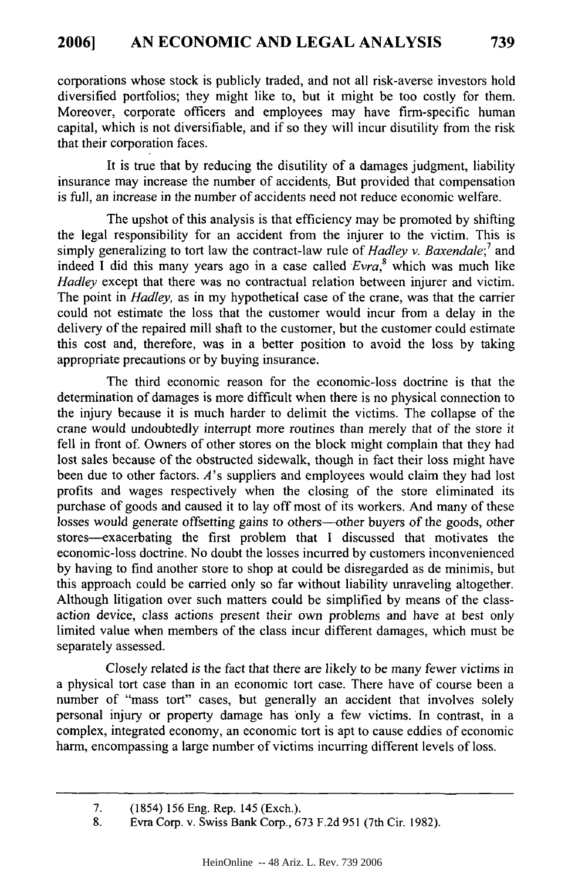corporations whose stock is publicly traded, and not all risk-averse investors hold diversified portfolios; they might like to, but it might be too costly for them. Moreover, corporate officers and employees may have firm-specific human capital, which is not diversifiable, and if so they will incur disutility from the risk that their corporation faces.

It is true that by reducing the disutility of a damages judgment, liability insurance may increase the number of accidents. But provided that compensation is full, an increase in the number of accidents need not reduce economic welfare.

The upshot of this analysis is that efficiency may be promoted by shifting the legal responsibility for an accident from the injurer to the victim. This is simply generalizing to tort law the contract-law rule of *Hadley v. Baxendale*;[7] and indeed I did this many years ago in a case called *Evra*,[8] which was much like *Hadley* except that there was no contractual relation between injurer and victim. The point in *Hadley*, as in my hypothetical case of the crane, was that the carrier could not estimate the loss that the customer would incur from a delay in the delivery of the repaired mill shaft to the customer, but the customer could estimate this cost and, therefore, was in a better position to avoid the loss by taking appropriate precautions or by buying insurance.

The third economic reason for the economic-loss doctrine is that the determination of damages is more difficult when there is no physical connection to the injury because it is much harder to delimit the victims. The collapse of the crane would undoubtedly interrupt more routines than merely that of the store it fell in front of. Owners of other stores on the block might complain that they had lost sales because of the obstructed sidewalk, though in fact their loss might have been due to other factors. *A*'s suppliers and employees would claim they had lost profits and wages respectively when the closing of the store eliminated its purchase of goods and caused it to lay off most of its workers. And many of these losses would generate offsetting gains to others—other buyers of the goods, other stores—exacerbating the first problem that I discussed that motivates the economic-loss doctrine. No doubt the losses incurred by customers inconvenienced by having to find another store to shop at could be disregarded as de minimis, but this approach could be carried only so far without liability unraveling altogether. Although litigation over such matters could be simplified by means of the class-action device, class actions present their own problems and have at best only limited value when members of the class incur different damages, which must be separately assessed.

Closely related is the fact that there are likely to be many fewer victims in a physical tort case than in an economic tort case. There have of course been a number of "mass tort" cases, but generally an accident that involves solely personal injury or property damage has only a few victims. In contrast, in a complex, integrated economy, an economic tort is apt to cause eddies of economic harm, encompassing a large number of victims incurring different levels of loss.

---

7. (1854) 156 Eng. Rep. 145 (Exch.).
8. Evra Corp. v. Swiss Bank Corp., 673 F.2d 951 (7th Cir. 1982).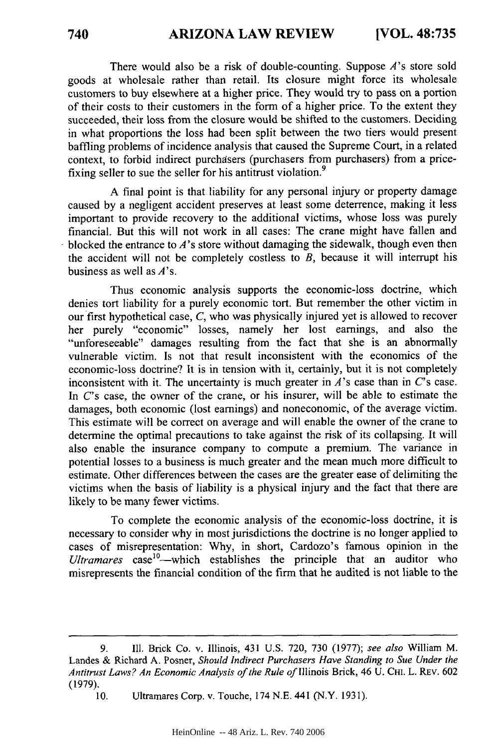There would also be a risk of double-counting. Suppose *A*'s store sold goods at wholesale rather than retail. Its closure might force its wholesale customers to buy elsewhere at a higher price. They would try to pass on a portion of their costs to their customers in the form of a higher price. To the extent they succeeded, their loss from the closure would be shifted to the customers. Deciding in what proportions the loss had been split between the two tiers would present baffling problems of incidence analysis that caused the Supreme Court, in a related context, to forbid indirect purchasers (purchasers from purchasers) from a price-fixing seller to sue the seller for his antitrust violation.[9]

A final point is that liability for any personal injury or property damage caused by a negligent accident preserves at least some deterrence, making it less important to provide recovery to the additional victims, whose loss was purely financial. But this will not work in all cases: The crane might have fallen and blocked the entrance to *A*'s store without damaging the sidewalk, though even then the accident will not be completely costless to *B*, because it will interrupt his business as well as *A*'s.

Thus economic analysis supports the economic-loss doctrine, which denies tort liability for a purely economic tort. But remember the other victim in our first hypothetical case, *C*, who was physically injured yet is allowed to recover her purely "economic" losses, namely her lost earnings, and also the "unforeseeable" damages resulting from the fact that she is an abnormally vulnerable victim. Is not that result inconsistent with the economics of the economic-loss doctrine? It is in tension with it, certainly, but it is not completely inconsistent with it. The uncertainty is much greater in *A*'s case than in *C*'s case. In *C*'s case, the owner of the crane, or his insurer, will be able to estimate the damages, both economic (lost earnings) and noneconomic, of the average victim. This estimate will be correct on average and will enable the owner of the crane to determine the optimal precautions to take against the risk of its collapsing. It will also enable the insurance company to compute a premium. The variance in potential losses to a business is much greater and the mean much more difficult to estimate. Other differences between the cases are the greater ease of delimiting the victims when the basis of liability is a physical injury and the fact that there are likely to be many fewer victims.

To complete the economic analysis of the economic-loss doctrine, it is necessary to consider why in most jurisdictions the doctrine is no longer applied to cases of misrepresentation: Why, in short, Cardozo's famous opinion in the *Ultramares* case[10]—which establishes the principle that an auditor who misrepresents the financial condition of the firm that he audited is not liable to the

---

9. Ill. Brick Co. v. Illinois, 431 U.S. 720, 730 (1977); *see also* William M. Landes & Richard A. Posner, *Should Indirect Purchasers Have Standing to Sue Under the Antitrust Laws? An Economic Analysis of the Rule of* Illinois Brick, 46 U. CHI. L. REV. 602 (1979).

10. Ultramares Corp. v. Touche, 174 N.E. 441 (N.Y. 1931).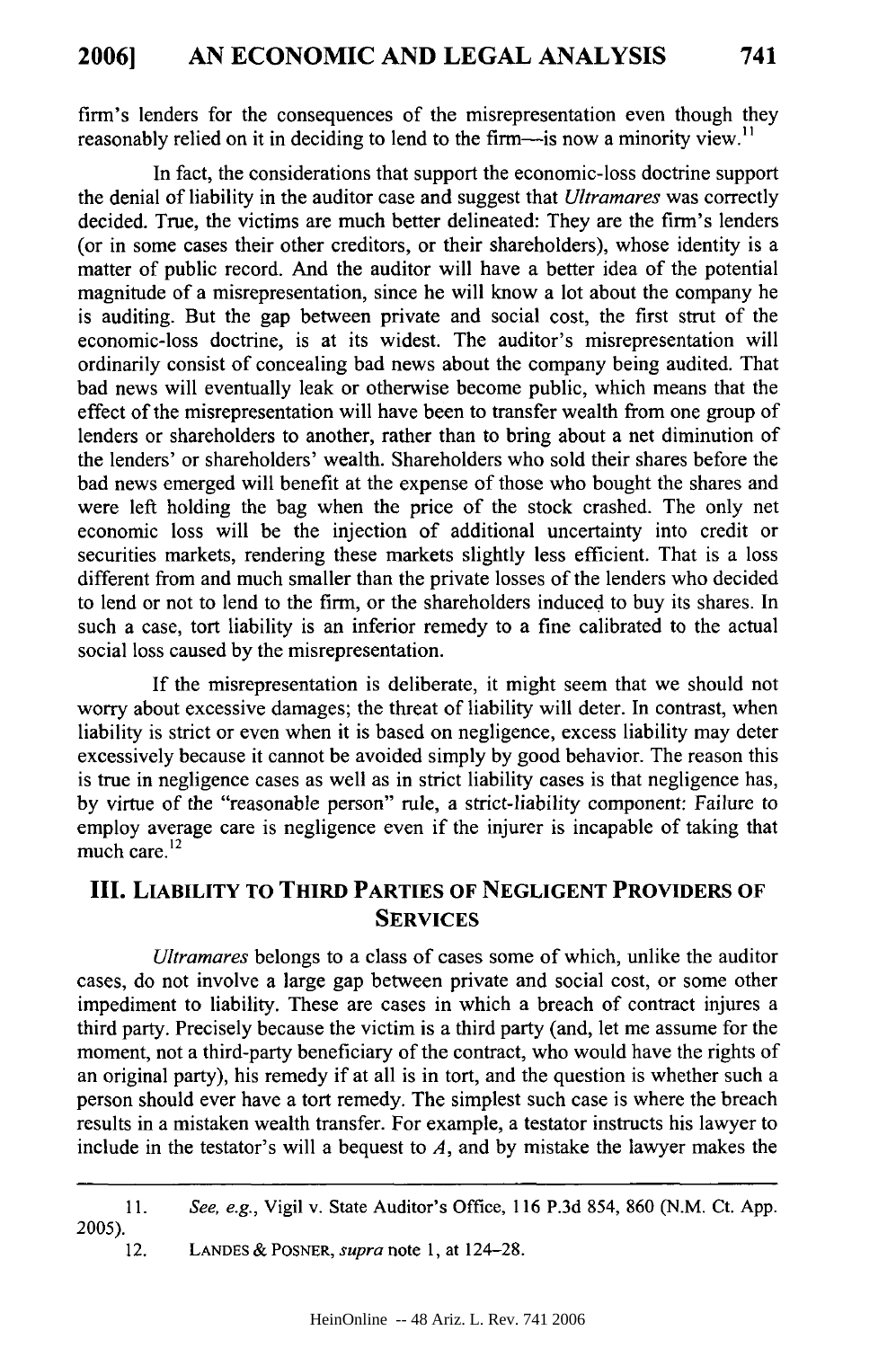firm's lenders for the consequences of the misrepresentation even though they reasonably relied on it in deciding to lend to the firm—is now a minority view.[11]

In fact, the considerations that support the economic-loss doctrine support the denial of liability in the auditor case and suggest that *Ultramares* was correctly decided. True, the victims are much better delineated: They are the firm's lenders (or in some cases their other creditors, or their shareholders), whose identity is a matter of public record. And the auditor will have a better idea of the potential magnitude of a misrepresentation, since he will know a lot about the company he is auditing. But the gap between private and social cost, the first strut of the economic-loss doctrine, is at its widest. The auditor's misrepresentation will ordinarily consist of concealing bad news about the company being audited. That bad news will eventually leak or otherwise become public, which means that the effect of the misrepresentation will have been to transfer wealth from one group of lenders or shareholders to another, rather than to bring about a net diminution of the lenders' or shareholders' wealth. Shareholders who sold their shares before the bad news emerged will benefit at the expense of those who bought the shares and were left holding the bag when the price of the stock crashed. The only net economic loss will be the injection of additional uncertainty into credit or securities markets, rendering these markets slightly less efficient. That is a loss different from and much smaller than the private losses of the lenders who decided to lend or not to lend to the firm, or the shareholders induced to buy its shares. In such a case, tort liability is an inferior remedy to a fine calibrated to the actual social loss caused by the misrepresentation.

If the misrepresentation is deliberate, it might seem that we should not worry about excessive damages; the threat of liability will deter. In contrast, when liability is strict or even when it is based on negligence, excess liability may deter excessively because it cannot be avoided simply by good behavior. The reason this is true in negligence cases as well as in strict liability cases is that negligence has, by virtue of the "reasonable person" rule, a strict-liability component: Failure to employ average care is negligence even if the injurer is incapable of taking that much care.[12]

## III. LIABILITY TO THIRD PARTIES OF NEGLIGENT PROVIDERS OF SERVICES

*Ultramares* belongs to a class of cases some of which, unlike the auditor cases, do not involve a large gap between private and social cost, or some other impediment to liability. These are cases in which a breach of contract injures a third party. Precisely because the victim is a third party (and, let me assume for the moment, not a third-party beneficiary of the contract, who would have the rights of an original party), his remedy if at all is in tort, and the question is whether such a person should ever have a tort remedy. The simplest such case is where the breach results in a mistaken wealth transfer. For example, a testator instructs his lawyer to include in the testator's will a bequest to *A*, and by mistake the lawyer makes the

---

11. *See, e.g.*, Vigil v. State Auditor's Office, 116 P.3d 854, 860 (N.M. Ct. App. 2005).

12. LANDES & POSNER, *supra* note 1, at 124–28.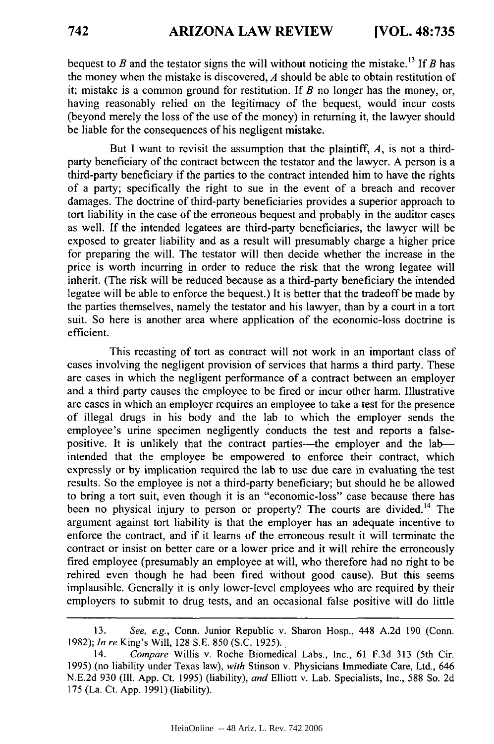bequest to *B* and the testator signs the will without noticing the mistake.[13] If *B* has the money when the mistake is discovered, *A* should be able to obtain restitution of it; mistake is a common ground for restitution. If *B* no longer has the money, or, having reasonably relied on the legitimacy of the bequest, would incur costs (beyond merely the loss of the use of the money) in returning it, the lawyer should be liable for the consequences of his negligent mistake.

But I want to revisit the assumption that the plaintiff, *A*, is not a third-party beneficiary of the contract between the testator and the lawyer. A person is a third-party beneficiary if the parties to the contract intended him to have the rights of a party; specifically the right to sue in the event of a breach and recover damages. The doctrine of third-party beneficiaries provides a superior approach to tort liability in the case of the erroneous bequest and probably in the auditor cases as well. If the intended legatees are third-party beneficiaries, the lawyer will be exposed to greater liability and as a result will presumably charge a higher price for preparing the will. The testator will then decide whether the increase in the price is worth incurring in order to reduce the risk that the wrong legatee will inherit. (The risk will be reduced because as a third-party beneficiary the intended legatee will be able to enforce the bequest.) It is better that the tradeoff be made by the parties themselves, namely the testator and his lawyer, than by a court in a tort suit. So here is another area where application of the economic-loss doctrine is efficient.

This recasting of tort as contract will not work in an important class of cases involving the negligent provision of services that harms a third party. These are cases in which the negligent performance of a contract between an employer and a third party causes the employee to be fired or incur other harm. Illustrative are cases in which an employer requires an employee to take a test for the presence of illegal drugs in his body and the lab to which the employer sends the employee's urine specimen negligently conducts the test and reports a false-positive. It is unlikely that the contract parties—the employer and the lab—intended that the employee be empowered to enforce their contract, which expressly or by implication required the lab to use due care in evaluating the test results. So the employee is not a third-party beneficiary; but should he be allowed to bring a tort suit, even though it is an "economic-loss" case because there has been no physical injury to person or property? The courts are divided.[14] The argument against tort liability is that the employer has an adequate incentive to enforce the contract, and if it learns of the erroneous result it will terminate the contract or insist on better care or a lower price and it will rehire the erroneously fired employee (presumably an employee at will, who therefore had no right to be rehired even though he had been fired without good cause). But this seems implausible. Generally it is only lower-level employees who are required by their employers to submit to drug tests, and an occasional false positive will do little

---

13. *See, e.g.*, Conn. Junior Republic v. Sharon Hosp., 448 A.2d 190 (Conn. 1982); *In re* King's Will, 128 S.E. 850 (S.C. 1925).

14. *Compare* Willis v. Roche Biomedical Labs., Inc., 61 F.3d 313 (5th Cir. 1995) (no liability under Texas law), *with* Stinson v. Physicians Immediate Care, Ltd., 646 N.E.2d 930 (Ill. App. Ct. 1995) (liability), *and* Elliott v. Lab. Specialists, Inc., 588 So. 2d 175 (La. Ct. App. 1991) (liability).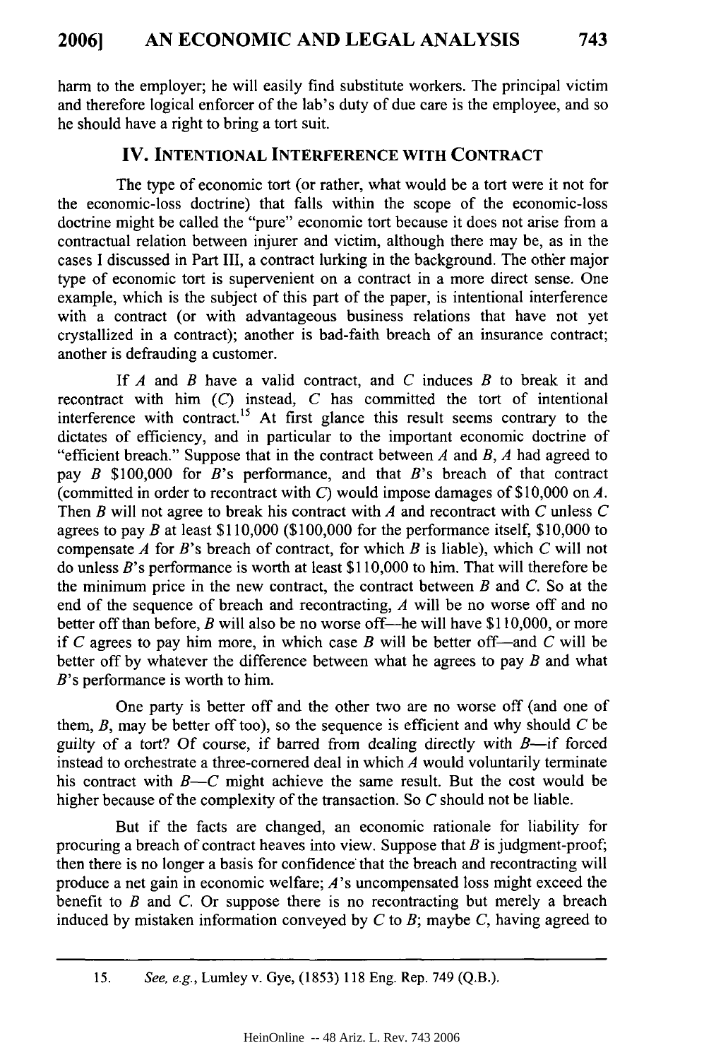harm to the employer; he will easily find substitute workers. The principal victim and therefore logical enforcer of the lab's duty of due care is the employee, and so he should have a right to bring a tort suit.

## IV. INTENTIONAL INTERFERENCE WITH CONTRACT

The type of economic tort (or rather, what would be a tort were it not for the economic-loss doctrine) that falls within the scope of the economic-loss doctrine might be called the "pure" economic tort because it does not arise from a contractual relation between injurer and victim, although there may be, as in the cases I discussed in Part III, a contract lurking in the background. The other major type of economic tort is supervenient on a contract in a more direct sense. One example, which is the subject of this part of the paper, is intentional interference with a contract (or with advantageous business relations that have not yet crystallized in a contract); another is bad-faith breach of an insurance contract; another is defrauding a customer.

If *A* and *B* have a valid contract, and *C* induces *B* to break it and recontract with him (*C*) instead, *C* has committed the tort of intentional interference with contract.[15] At first glance this result seems contrary to the dictates of efficiency, and in particular to the important economic doctrine of "efficient breach." Suppose that in the contract between *A* and *B*, *A* had agreed to pay *B* \$100,000 for *B*'s performance, and that *B*'s breach of that contract (committed in order to recontract with *C*) would impose damages of \$10,000 on *A*. Then *B* will not agree to break his contract with *A* and recontract with *C* unless *C* agrees to pay *B* at least \$110,000 (\$100,000 for the performance itself, \$10,000 to compensate *A* for *B*'s breach of contract, for which *B* is liable), which *C* will not do unless *B*'s performance is worth at least \$110,000 to him. That will therefore be the minimum price in the new contract, the contract between *B* and *C*. So at the end of the sequence of breach and recontracting, *A* will be no worse off and no better off than before, *B* will also be no worse off—he will have \$110,000, or more if *C* agrees to pay him more, in which case *B* will be better off—and *C* will be better off by whatever the difference between what he agrees to pay *B* and what *B*'s performance is worth to him.

One party is better off and the other two are no worse off (and one of them, *B*, may be better off too), so the sequence is efficient and why should *C* be guilty of a tort? Of course, if barred from dealing directly with *B*—if forced instead to orchestrate a three-cornered deal in which *A* would voluntarily terminate his contract with *B*—*C* might achieve the same result. But the cost would be higher because of the complexity of the transaction. So *C* should not be liable.

But if the facts are changed, an economic rationale for liability for procuring a breach of contract heaves into view. Suppose that *B* is judgment-proof; then there is no longer a basis for confidence that the breach and recontracting will produce a net gain in economic welfare; *A*'s uncompensated loss might exceed the benefit to *B* and *C*. Or suppose there is no recontracting but merely a breach induced by mistaken information conveyed by *C* to *B*; maybe *C*, having agreed to

---

15. *See, e.g.*, Lumley v. Gye, (1853) 118 Eng. Rep. 749 (Q.B.).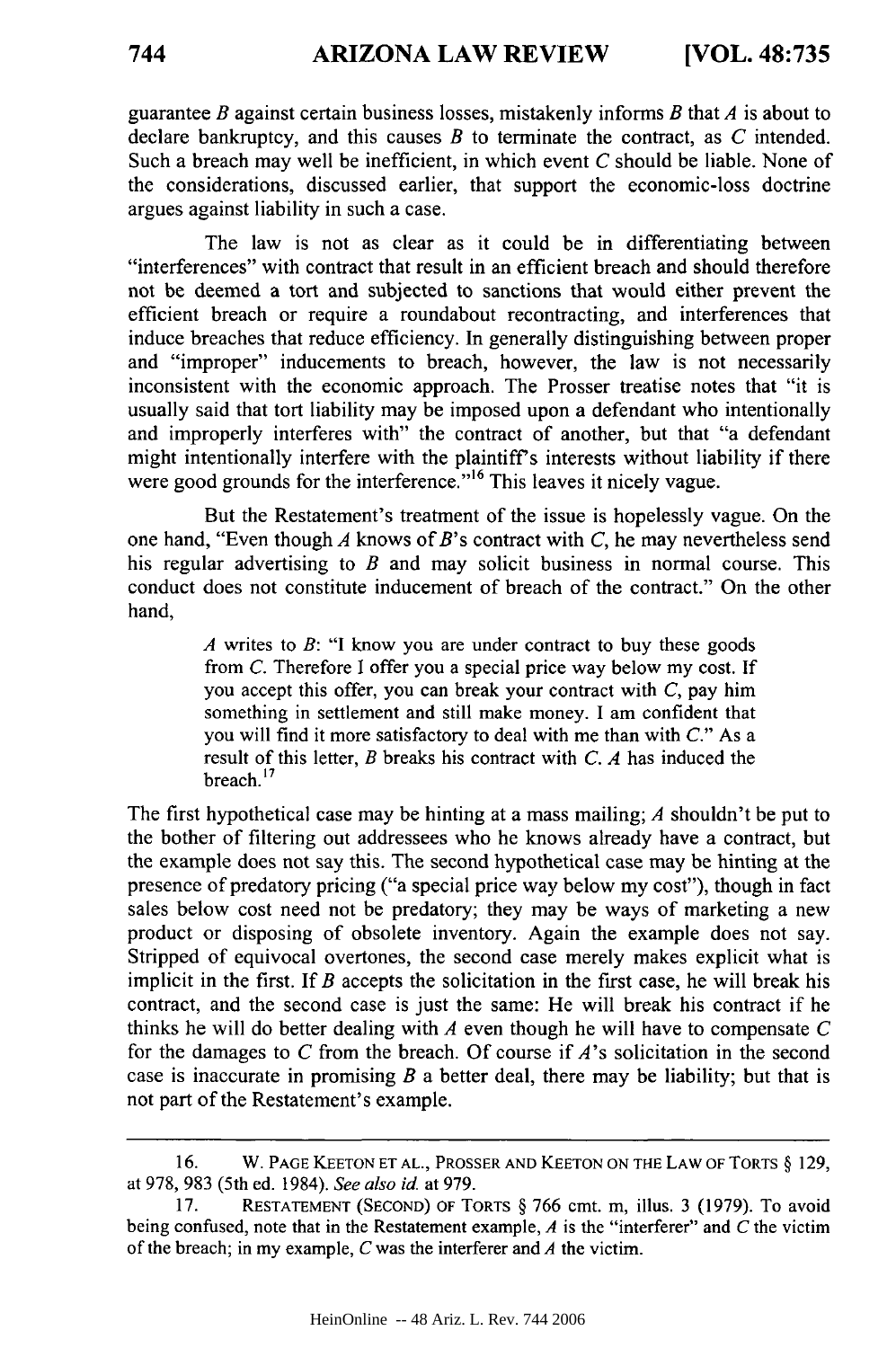guarantee *B* against certain business losses, mistakenly informs *B* that *A* is about to declare bankruptcy, and this causes *B* to terminate the contract, as *C* intended. Such a breach may well be inefficient, in which event *C* should be liable. None of the considerations, discussed earlier, that support the economic-loss doctrine argues against liability in such a case.

The law is not as clear as it could be in differentiating between "interferences" with contract that result in an efficient breach and should therefore not be deemed a tort and subjected to sanctions that would either prevent the efficient breach or require a roundabout recontracting, and interferences that induce breaches that reduce efficiency. In generally distinguishing between proper and "improper" inducements to breach, however, the law is not necessarily inconsistent with the economic approach. The Prosser treatise notes that "it is usually said that tort liability may be imposed upon a defendant who intentionally and improperly interferes with" the contract of another, but that "a defendant might intentionally interfere with the plaintiff's interests without liability if there were good grounds for the interference."[16] This leaves it nicely vague.

But the Restatement's treatment of the issue is hopelessly vague. On the one hand, "Even though *A* knows of *B*'s contract with *C*, he may nevertheless send his regular advertising to *B* and may solicit business in normal course. This conduct does not constitute inducement of breach of the contract." On the other hand,

> *A* writes to *B*: "I know you are under contract to buy these goods from *C*. Therefore I offer you a special price way below my cost. If you accept this offer, you can break your contract with *C*, pay him something in settlement and still make money. I am confident that you will find it more satisfactory to deal with me than with *C*." As a result of this letter, *B* breaks his contract with *C*. *A* has induced the breach.[17]

The first hypothetical case may be hinting at a mass mailing; *A* shouldn't be put to the bother of filtering out addressees who he knows already have a contract, but the example does not say this. The second hypothetical case may be hinting at the presence of predatory pricing ("a special price way below my cost"), though in fact sales below cost need not be predatory; they may be ways of marketing a new product or disposing of obsolete inventory. Again the example does not say. Stripped of equivocal overtones, the second case merely makes explicit what is implicit in the first. If *B* accepts the solicitation in the first case, he will break his contract, and the second case is just the same: He will break his contract if he thinks he will do better dealing with *A* even though he will have to compensate *C* for the damages to *C* from the breach. Of course if *A*'s solicitation in the second case is inaccurate in promising *B* a better deal, there may be liability; but that is not part of the Restatement's example.

---

16. W. PAGE KEETON ET AL., PROSSER AND KEETON ON THE LAW OF TORTS § 129, at 978, 983 (5th ed. 1984). *See also id.* at 979.

17. RESTATEMENT (SECOND) OF TORTS § 766 cmt. m, illus. 3 (1979). To avoid being confused, note that in the Restatement example, *A* is the "interferer" and *C* the victim of the breach; in my example, *C* was the interferer and *A* the victim.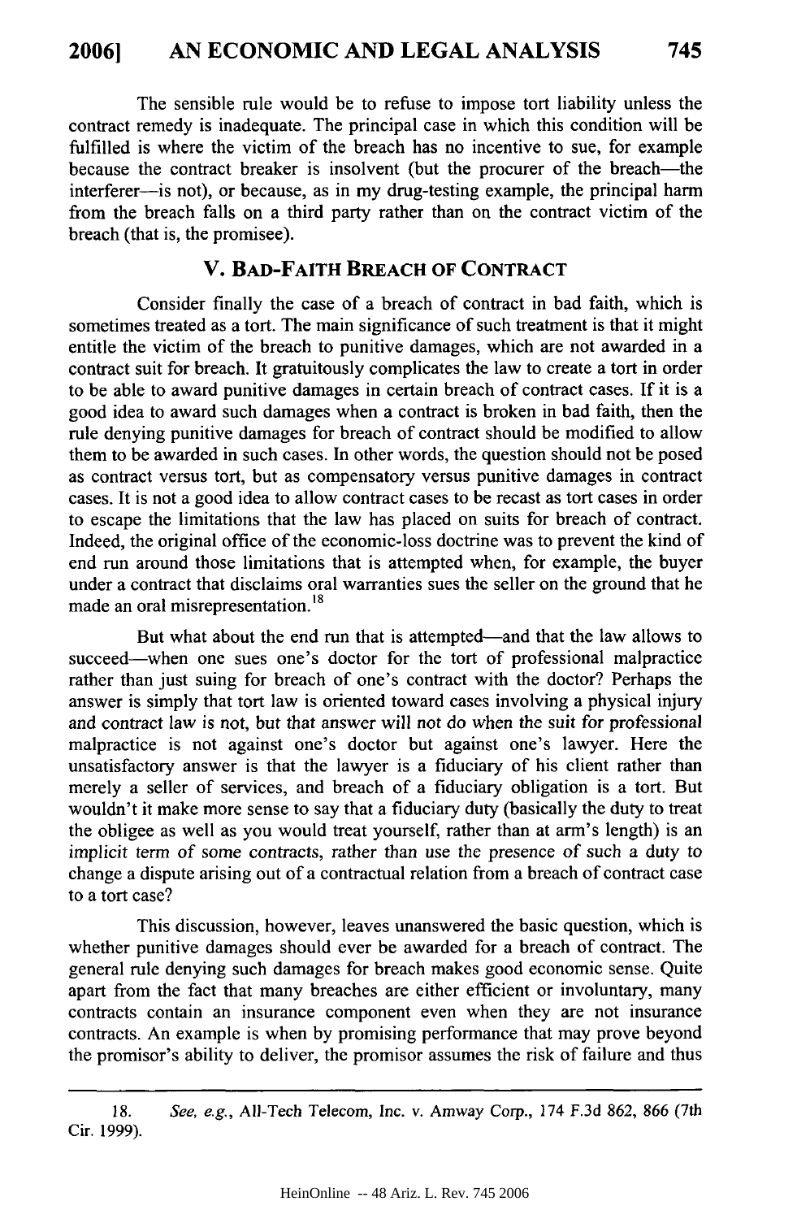The sensible rule would be to refuse to impose tort liability unless the contract remedy is inadequate. The principal case in which this condition will be fulfilled is where the victim of the breach has no incentive to sue, for example because the contract breaker is insolvent (but the procurer of the breach—the interferer—is not), or because, as in my drug-testing example, the principal harm from the breach falls on a third party rather than on the contract victim of the breach (that is, the promisee).

## V. BAD-FAITH BREACH OF CONTRACT

Consider finally the case of a breach of contract in bad faith, which is sometimes treated as a tort. The main significance of such treatment is that it might entitle the victim of the breach to punitive damages, which are not awarded in a contract suit for breach. It gratuitously complicates the law to create a tort in order to be able to award punitive damages in certain breach of contract cases. If it is a good idea to award such damages when a contract is broken in bad faith, then the rule denying punitive damages for breach of contract should be modified to allow them to be awarded in such cases. In other words, the question should not be posed as contract versus tort, but as compensatory versus punitive damages in contract cases. It is not a good idea to allow contract cases to be recast as tort cases in order to escape the limitations that the law has placed on suits for breach of contract. Indeed, the original office of the economic-loss doctrine was to prevent the kind of end run around those limitations that is attempted when, for example, the buyer under a contract that disclaims oral warranties sues the seller on the ground that he made an oral misrepresentation.[18]

But what about the end run that is attempted—and that the law allows to succeed—when one sues one's doctor for the tort of professional malpractice rather than just suing for breach of one's contract with the doctor? Perhaps the answer is simply that tort law is oriented toward cases involving a physical injury and contract law is not, but that answer will not do when the suit for professional malpractice is not against one's doctor but against one's lawyer. Here the unsatisfactory answer is that the lawyer is a fiduciary of his client rather than merely a seller of services, and breach of a fiduciary obligation is a tort. But wouldn't it make more sense to say that a fiduciary duty (basically the duty to treat the obligee as well as you would treat yourself, rather than at arm's length) is an implicit term of some contracts, rather than use the presence of such a duty to change a dispute arising out of a contractual relation from a breach of contract case to a tort case?

This discussion, however, leaves unanswered the basic question, which is whether punitive damages should ever be awarded for a breach of contract. The general rule denying such damages for breach makes good economic sense. Quite apart from the fact that many breaches are either efficient or involuntary, many contracts contain an insurance component even when they are not insurance contracts. An example is when by promising performance that may prove beyond the promisor's ability to deliver, the promisor assumes the risk of failure and thus

---

18. *See, e.g.*, All-Tech Telecom, Inc. v. Amway Corp., 174 F.3d 862, 866 (7th Cir. 1999).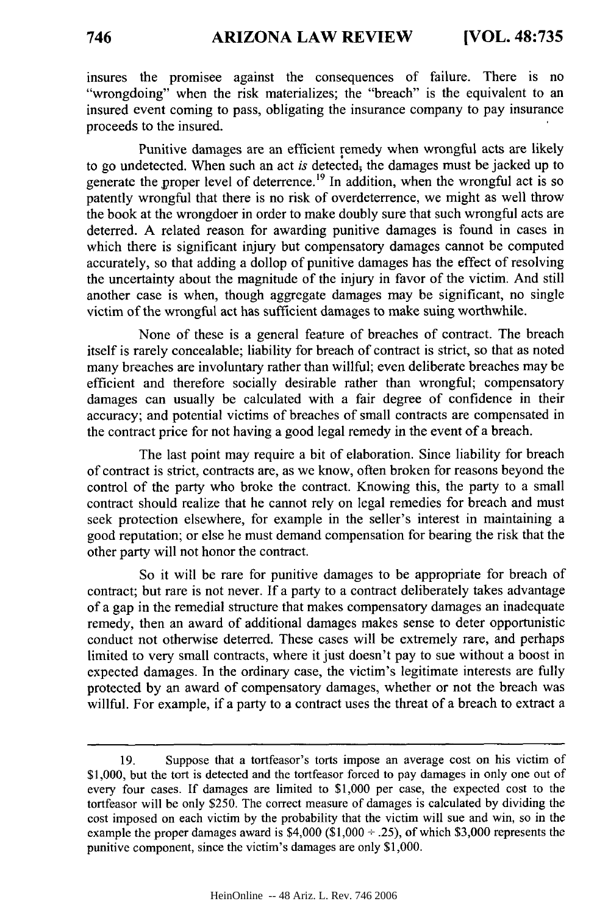insures the promisee against the consequences of failure. There is no "wrongdoing" when the risk materializes; the "breach" is the equivalent to an insured event coming to pass, obligating the insurance company to pay insurance proceeds to the insured.

Punitive damages are an efficient remedy when wrongful acts are likely to go undetected. When such an act *is* detected, the damages must be jacked up to generate the proper level of deterrence.[19] In addition, when the wrongful act is so patently wrongful that there is no risk of overdeterrence, we might as well throw the book at the wrongdoer in order to make doubly sure that such wrongful acts are deterred. A related reason for awarding punitive damages is found in cases in which there is significant injury but compensatory damages cannot be computed accurately, so that adding a dollop of punitive damages has the effect of resolving the uncertainty about the magnitude of the injury in favor of the victim. And still another case is when, though aggregate damages may be significant, no single victim of the wrongful act has sufficient damages to make suing worthwhile.

None of these is a general feature of breaches of contract. The breach itself is rarely concealable; liability for breach of contract is strict, so that as noted many breaches are involuntary rather than willful; even deliberate breaches may be efficient and therefore socially desirable rather than wrongful; compensatory damages can usually be calculated with a fair degree of confidence in their accuracy; and potential victims of breaches of small contracts are compensated in the contract price for not having a good legal remedy in the event of a breach.

The last point may require a bit of elaboration. Since liability for breach of contract is strict, contracts are, as we know, often broken for reasons beyond the control of the party who broke the contract. Knowing this, the party to a small contract should realize that he cannot rely on legal remedies for breach and must seek protection elsewhere, for example in the seller's interest in maintaining a good reputation; or else he must demand compensation for bearing the risk that the other party will not honor the contract.

So it will be rare for punitive damages to be appropriate for breach of contract; but rare is not never. If a party to a contract deliberately takes advantage of a gap in the remedial structure that makes compensatory damages an inadequate remedy, then an award of additional damages makes sense to deter opportunistic conduct not otherwise deterred. These cases will be extremely rare, and perhaps limited to very small contracts, where it just doesn't pay to sue without a boost in expected damages. In the ordinary case, the victim's legitimate interests are fully protected by an award of compensatory damages, whether or not the breach was willful. For example, if a party to a contract uses the threat of a breach to extract a

---

19. Suppose that a tortfeasor's torts impose an average cost on his victim of $1,000, but the tort is detected and the tortfeasor forced to pay damages in only one out of every four cases. If damages are limited to $1,000 per case, the expected cost to the tortfeasor will be only $250. The correct measure of damages is calculated by dividing the cost imposed on each victim by the probability that the victim will sue and win, so in the example the proper damages award is $4,000 ($1,000 ÷ .25), of which $3,000 represents the punitive component, since the victim's damages are only $1,000.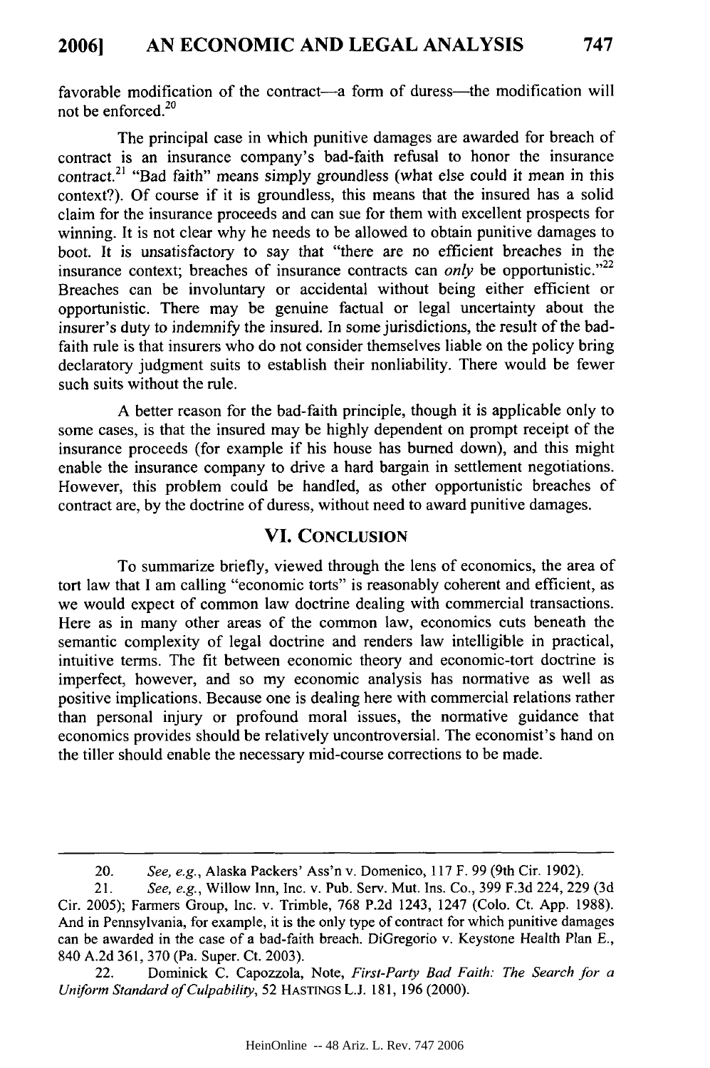favorable modification of the contract—a form of duress—the modification will not be enforced.[20]

The principal case in which punitive damages are awarded for breach of contract is an insurance company's bad-faith refusal to honor the insurance contract.[21] "Bad faith" means simply groundless (what else could it mean in this context?). Of course if it is groundless, this means that the insured has a solid claim for the insurance proceeds and can sue for them with excellent prospects for winning. It is not clear why he needs to be allowed to obtain punitive damages to boot. It is unsatisfactory to say that "there are no efficient breaches in the insurance context; breaches of insurance contracts can *only* be opportunistic."[22] Breaches can be involuntary or accidental without being either efficient or opportunistic. There may be genuine factual or legal uncertainty about the insurer's duty to indemnify the insured. In some jurisdictions, the result of the bad-faith rule is that insurers who do not consider themselves liable on the policy bring declaratory judgment suits to establish their nonliability. There would be fewer such suits without the rule.

A better reason for the bad-faith principle, though it is applicable only to some cases, is that the insured may be highly dependent on prompt receipt of the insurance proceeds (for example if his house has burned down), and this might enable the insurance company to drive a hard bargain in settlement negotiations. However, this problem could be handled, as other opportunistic breaches of contract are, by the doctrine of duress, without need to award punitive damages.

## VI. CONCLUSION

To summarize briefly, viewed through the lens of economics, the area of tort law that I am calling "economic torts" is reasonably coherent and efficient, as we would expect of common law doctrine dealing with commercial transactions. Here as in many other areas of the common law, economics cuts beneath the semantic complexity of legal doctrine and renders law intelligible in practical, intuitive terms. The fit between economic theory and economic-tort doctrine is imperfect, however, and so my economic analysis has normative as well as positive implications. Because one is dealing here with commercial relations rather than personal injury or profound moral issues, the normative guidance that economics provides should be relatively uncontroversial. The economist's hand on the tiller should enable the necessary mid-course corrections to be made.

---

20. *See, e.g.*, Alaska Packers' Ass'n v. Domenico, 117 F. 99 (9th Cir. 1902).

21. *See, e.g.*, Willow Inn, Inc. v. Pub. Serv. Mut. Ins. Co., 399 F.3d 224, 229 (3d Cir. 2005); Farmers Group, Inc. v. Trimble, 768 P.2d 1243, 1247 (Colo. Ct. App. 1988). And in Pennsylvania, for example, it is the only type of contract for which punitive damages can be awarded in the case of a bad-faith breach. DiGregorio v. Keystone Health Plan E., 840 A.2d 361, 370 (Pa. Super. Ct. 2003).

22. Dominick C. Capozzola, Note, *First-Party Bad Faith: The Search for a Uniform Standard of Culpability*, 52 HASTINGS L.J. 181, 196 (2000).